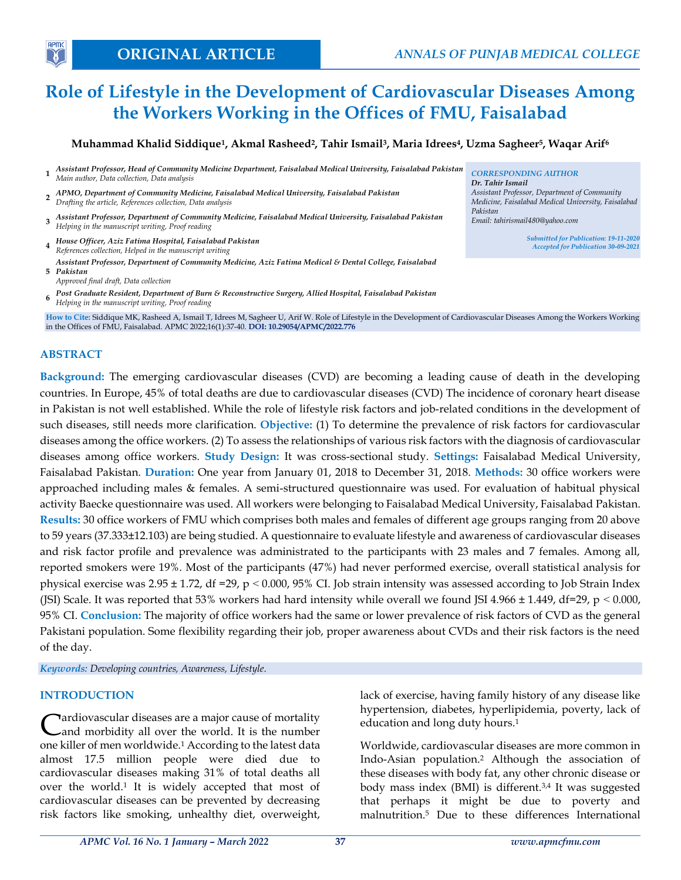ORIGINAL ARTICLE

ANNALS OF PUNJAB MEDICAL COLLEGE

# Role of Lifestyle in the Development of Cardiovascular Diseases Among the Workers Working in the Offices of FMU, Faisalabad

**Muhammad Khalid Siddique[1], Akmal Rasheed[2], Tahir Ismail[3], Maria Idrees[4], Uzma Sagheer[5], Waqar Arif[6]**

1. ***Assistant Professor, Head of Community Medicine Department, Faisalabad Medical University, Faisalabad Pakistan***
   *Main author, Data collection, Data analysis*
2. ***APMO, Department of Community Medicine, Faisalabad Medical University, Faisalabad Pakistan***
   *Drafting the article, References collection, Data analysis*
3. ***Assistant Professor, Department of Community Medicine, Faisalabad Medical University, Faisalabad Pakistan***
   *Helping in the manuscript writing, Proof reading*
4. ***House Officer, Aziz Fatima Hospital, Faisalabad Pakistan***
   *References collection, Helped in the manuscript writing*
5. ***Assistant Professor, Department of Community Medicine, Aziz Fatima Medical & Dental College, Faisalabad Pakistan***
   *Approved final draft, Data collection*
6. ***Post Graduate Resident, Department of Burn & Reconstructive Surgery, Allied Hospital, Faisalabad Pakistan***
   *Helping in the manuscript writing, Proof reading*

*CORRESPONDING AUTHOR*
***Dr. Tahir Ismail***
*Assistant Professor, Department of Community Medicine, Faisalabad Medical University, Faisalabad Pakistan*
*Email: tahirismail480@yahoo.com*

*Submitted for Publication: 19-11-2020*
*Accepted for Publication 30-09-2021*

**How to Cite:** Siddique MK, Rasheed A, Ismail T, Idrees M, Sagheer U, Arif W. Role of Lifestyle in the Development of Cardiovascular Diseases Among the Workers Working in the Offices of FMU, Faisalabad. APMC 2022;16(1):37-40. **DOI: 10.29054/APMC/2022.776**

## ABSTRACT

**Background:** The emerging cardiovascular diseases (CVD) are becoming a leading cause of death in the developing countries. In Europe, 45% of total deaths are due to cardiovascular diseases (CVD) The incidence of coronary heart disease in Pakistan is not well established. While the role of lifestyle risk factors and job-related conditions in the development of such diseases, still needs more clarification. **Objective:** (1) To determine the prevalence of risk factors for cardiovascular diseases among the office workers. (2) To assess the relationships of various risk factors with the diagnosis of cardiovascular diseases among office workers. **Study Design:** It was cross-sectional study. **Settings:** Faisalabad Medical University, Faisalabad Pakistan. **Duration:** One year from January 01, 2018 to December 31, 2018. **Methods:** 30 office workers were approached including males & females. A semi-structured questionnaire was used. For evaluation of habitual physical activity Baecke questionnaire was used. All workers were belonging to Faisalabad Medical University, Faisalabad Pakistan. **Results:** 30 office workers of FMU which comprises both males and females of different age groups ranging from 20 above to 59 years (37.333±12.103) are being studied. A questionnaire to evaluate lifestyle and awareness of cardiovascular diseases and risk factor profile and prevalence was administrated to the participants with 23 males and 7 females. Among all, reported smokers were 19%. Most of the participants (47%) had never performed exercise, overall statistical analysis for physical exercise was 2.95 ± 1.72, df =29, $p < 0.000$, 95% CI. Job strain intensity was assessed according to Job Strain Index (JSI) Scale. It was reported that 53% workers had hard intensity while overall we found JSI 4.966 ± 1.449, df=29, $p < 0.000$, 95% CI. **Conclusion:** The majority of office workers had the same or lower prevalence of risk factors of CVD as the general Pakistani population. Some flexibility regarding their job, proper awareness about CVDs and their risk factors is the need of the day.

***Keywords:*** *Developing countries, Awareness, Lifestyle.*

## INTRODUCTION

Cardiovascular diseases are a major cause of mortality and morbidity all over the world. It is the number one killer of men worldwide.[1] According to the latest data almost 17.5 million people were died due to cardiovascular diseases making 31% of total deaths all over the world.[1] It is widely accepted that most of cardiovascular diseases can be prevented by decreasing risk factors like smoking, unhealthy diet, overweight, lack of exercise, having family history of any disease like hypertension, diabetes, hyperlipidemia, poverty, lack of education and long duty hours.[1]

Worldwide, cardiovascular diseases are more common in Indo-Asian population.[2] Although the association of these diseases with body fat, any other chronic disease or body mass index (BMI) is different.[3,4] It was suggested that perhaps it might be due to poverty and malnutrition.[5] Due to these differences International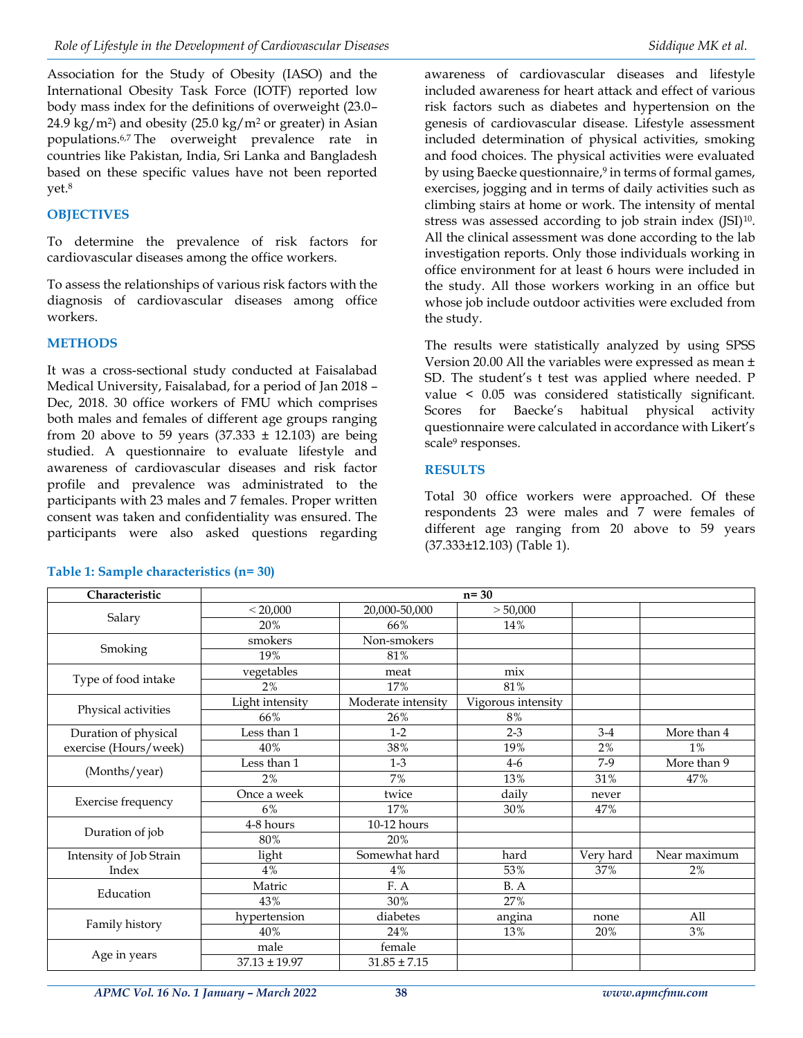Association for the Study of Obesity (IASO) and the International Obesity Task Force (IOTF) reported low body mass index for the definitions of overweight (23.0–24.9 kg/m$^2$) and obesity (25.0 kg/m$^2$ or greater) in Asian populations.[6,7] The overweight prevalence rate in countries like Pakistan, India, Sri Lanka and Bangladesh based on these specific values have not been reported yet.[8]

## OBJECTIVES

To determine the prevalence of risk factors for cardiovascular diseases among the office workers.

To assess the relationships of various risk factors with the diagnosis of cardiovascular diseases among office workers.

## METHODS

It was a cross-sectional study conducted at Faisalabad Medical University, Faisalabad, for a period of Jan 2018 – Dec, 2018. 30 office workers of FMU which comprises both males and females of different age groups ranging from 20 above to 59 years (37.333 ± 12.103) are being studied. A questionnaire to evaluate lifestyle and awareness of cardiovascular diseases and risk factor profile and prevalence was administrated to the participants with 23 males and 7 females. Proper written consent was taken and confidentiality was ensured. The participants were also asked questions regarding awareness of cardiovascular diseases and lifestyle included awareness for heart attack and effect of various risk factors such as diabetes and hypertension on the genesis of cardiovascular disease. Lifestyle assessment included determination of physical activities, smoking and food choices. The physical activities were evaluated by using Baecke questionnaire,[9] in terms of formal games, exercises, jogging and in terms of daily activities such as climbing stairs at home or work. The intensity of mental stress was assessed according to job strain index (JSI)[10]. All the clinical assessment was done according to the lab investigation reports. Only those individuals working in office environment for at least 6 hours were included in the study. All those workers working in an office but whose job include outdoor activities were excluded from the study.

The results were statistically analyzed by using SPSS Version 20.00 All the variables were expressed as mean ± SD. The student's t test was applied where needed. P value < 0.05 was considered statistically significant. Scores for Baecke's habitual physical activity questionnaire were calculated in accordance with Likert's scale[9] responses.

## RESULTS

Total 30 office workers were approached. Of these respondents 23 were males and 7 were females of different age ranging from 20 above to 59 years (37.333±12.103) (Table 1).

**Table 1: Sample characteristics (n= 30)**

| Characteristic | n= 30 | | | | |
|---|---|---|---|---|---|
| Salary | < 20,000 | 20,000-50,000 | > 50,000 | | |
| | 20% | 66% | 14% | | |
| Smoking | smokers | Non-smokers | | | |
| | 19% | 81% | | | |
| Type of food intake | vegetables | meat | mix | | |
| | 2% | 17% | 81% | | |
| Physical activities | Light intensity | Moderate intensity | Vigorous intensity | | |
| | 66% | 26% | 8% | | |
| Duration of physical exercise (Hours/week) | Less than 1 | 1-2 | 2-3 | 3-4 | More than 4 |
| | 40% | 38% | 19% | 2% | 1% |
| (Months/year) | Less than 1 | 1-3 | 4-6 | 7-9 | More than 9 |
| | 2% | 7% | 13% | 31% | 47% |
| Exercise frequency | Once a week | twice | daily | never | |
| | 6% | 17% | 30% | 47% | |
| Duration of job | 4-8 hours | 10-12 hours | | | |
| | 80% | 20% | | | |
| Intensity of Job Strain Index | light | Somewhat hard | hard | Very hard | Near maximum |
| | 4% | 4% | 53% | 37% | 2% |
| Education | Matric | F. A | B. A | | |
| | 43% | 30% | 27% | | |
| Family history | hypertension | diabetes | angina | none | All |
| | 40% | 24% | 13% | 20% | 3% |
| Age in years | male | female | | | |
| | 37.13 ± 19.97 | 31.85 ± 7.15 | | | |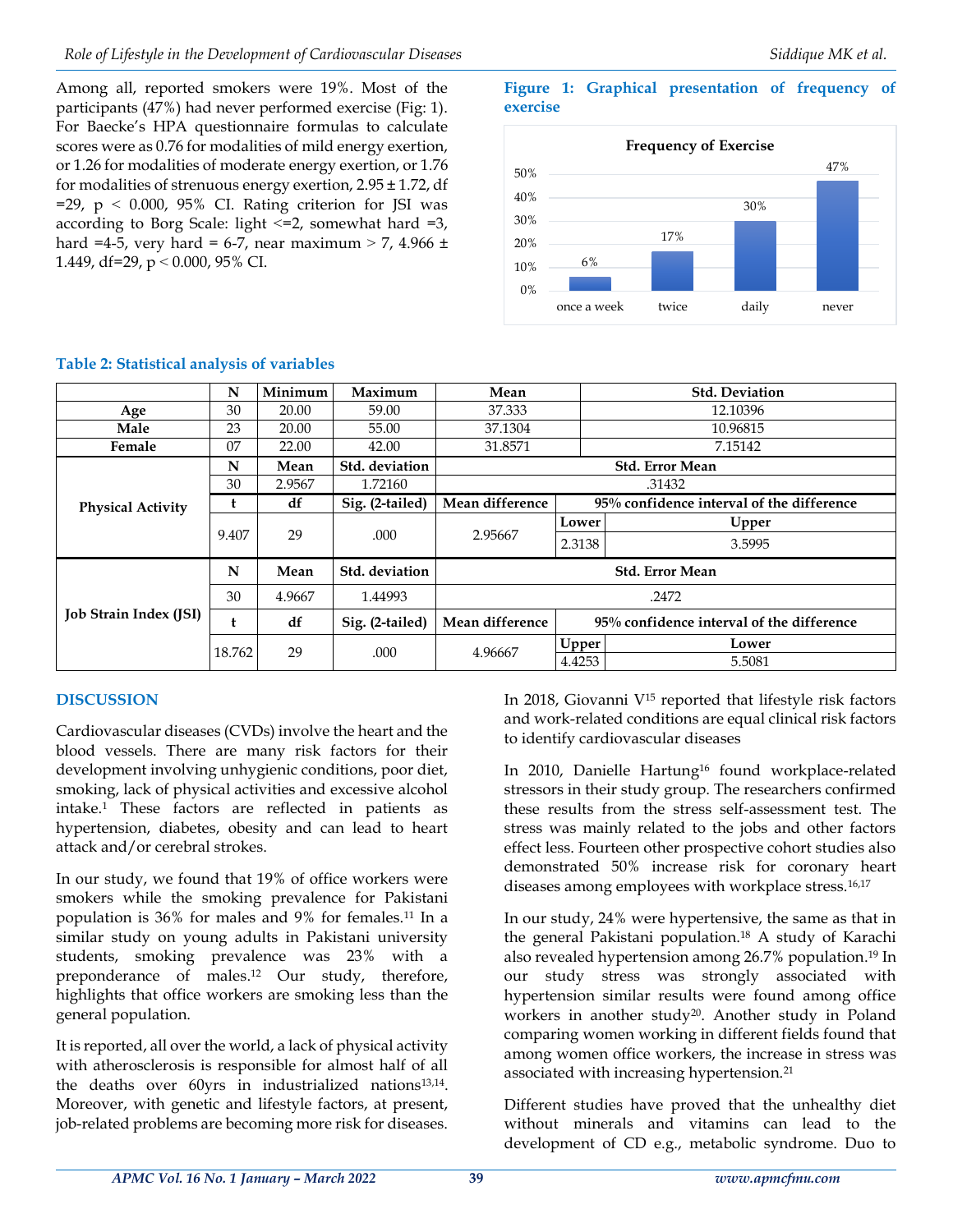Among all, reported smokers were 19%. Most of the participants (47%) had never performed exercise (Fig: 1). For Baecke's HPA questionnaire formulas to calculate scores were as 0.76 for modalities of mild energy exertion, or 1.26 for modalities of moderate energy exertion, or 1.76 for modalities of strenuous energy exertion, 2.95 ± 1.72, df =29, $p < 0.000$, 95% CI. Rating criterion for JSI was according to Borg Scale: light <=2, somewhat hard =3, hard =4-5, very hard = 6-7, near maximum > 7, 4.966 ± 1.449, df=29, $p < 0.000$, 95% CI.

**Figure 1: Graphical presentation of frequency of exercise**

**Frequency of Exercise**

| | once a week | twice | daily | never |
|---|---|---|---|---|
| % | 6% | 17% | 30% | 47% |

**Table 2: Statistical analysis of variables**

| | N | Minimum | Maximum | Mean | Std. Deviation | |
|---|---|---|---|---|---|---|
| **Age** | 30 | 20.00 | 59.00 | 37.333 | 12.10396 | |
| **Male** | 23 | 20.00 | 55.00 | 37.1304 | 10.96815 | |
| **Female** | 07 | 22.00 | 42.00 | 31.8571 | 7.15142 | |
| **Physical Activity** | **N** | **Mean** | **Std. deviation** | **Std. Error Mean** | | |
| | 30 | 2.9567 | 1.72160 | .31432 | | |
| | **t** | **df** | **Sig. (2-tailed)** | **Mean difference** | **95% confidence interval of the difference** | |
| | | | | | **Lower** | **Upper** |
| | 9.407 | 29 | .000 | 2.95667 | 2.3138 | 3.5995 |
| **Job Strain Index (JSI)** | **N** | **Mean** | **Std. deviation** | **Std. Error Mean** | | |
| | 30 | 4.9667 | 1.44993 | .2472 | | |
| | **t** | **df** | **Sig. (2-tailed)** | **Mean difference** | **95% confidence interval of the difference** | |
| | | | | | **Upper** | **Lower** |
| | 18.762 | 29 | .000 | 4.96667 | 4.4253 | 5.5081 |

## DISCUSSION

Cardiovascular diseases (CVDs) involve the heart and the blood vessels. There are many risk factors for their development involving unhygienic conditions, poor diet, smoking, lack of physical activities and excessive alcohol intake.[1] These factors are reflected in patients as hypertension, diabetes, obesity and can lead to heart attack and/or cerebral strokes.

In our study, we found that 19% of office workers were smokers while the smoking prevalence for Pakistani population is 36% for males and 9% for females.[11] In a similar study on young adults in Pakistani university students, smoking prevalence was 23% with a preponderance of males.[12] Our study, therefore, highlights that office workers are smoking less than the general population.

It is reported, all over the world, a lack of physical activity with atherosclerosis is responsible for almost half of all the deaths over 60yrs in industrialized nations[13,14]. Moreover, with genetic and lifestyle factors, at present, job-related problems are becoming more risk for diseases.

In 2018, Giovanni V[15] reported that lifestyle risk factors and work-related conditions are equal clinical risk factors to identify cardiovascular diseases

In 2010, Danielle Hartung[16] found workplace-related stressors in their study group. The researchers confirmed these results from the stress self-assessment test. The stress was mainly related to the jobs and other factors effect less. Fourteen other prospective cohort studies also demonstrated 50% increase risk for coronary heart diseases among employees with workplace stress.[16,17]

In our study, 24% were hypertensive, the same as that in the general Pakistani population.[18] A study of Karachi also revealed hypertension among 26.7% population.[19] In our study stress was strongly associated with hypertension similar results were found among office workers in another study[20]. Another study in Poland comparing women working in different fields found that among women office workers, the increase in stress was associated with increasing hypertension.[21]

Different studies have proved that the unhealthy diet without minerals and vitamins can lead to the development of CD e.g., metabolic syndrome. Duo to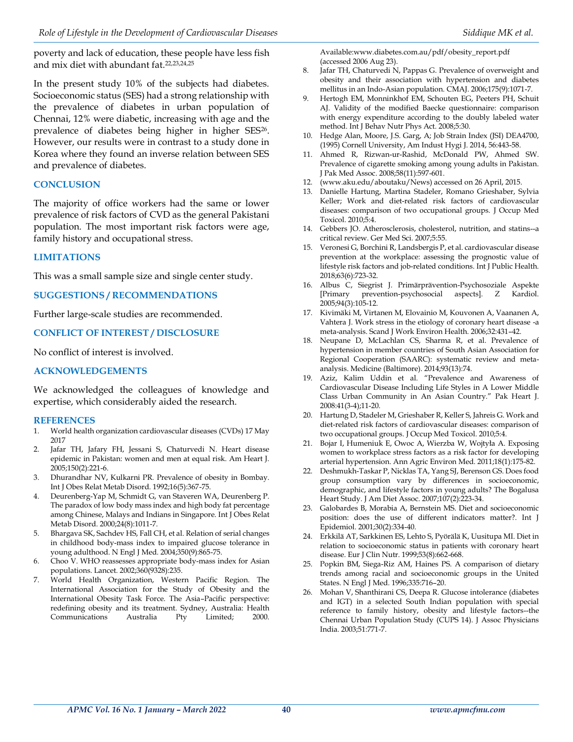poverty and lack of education, these people have less fish and mix diet with abundant fat.[22,23,24,25]

In the present study 10% of the subjects had diabetes. Socioeconomic status (SES) had a strong relationship with the prevalence of diabetes in urban population of Chennai, 12% were diabetic, increasing with age and the prevalence of diabetes being higher in higher SES[26]. However, our results were in contrast to a study done in Korea where they found an inverse relation between SES and prevalence of diabetes.

## CONCLUSION

The majority of office workers had the same or lower prevalence of risk factors of CVD as the general Pakistani population. The most important risk factors were age, family history and occupational stress.

## LIMITATIONS

This was a small sample size and single center study.

## SUGGESTIONS / RECOMMENDATIONS

Further large-scale studies are recommended.

## CONFLICT OF INTEREST / DISCLOSURE

No conflict of interest is involved.

## ACKNOWLEDGEMENTS

We acknowledged the colleagues of knowledge and expertise, which considerably aided the research.

## REFERENCES

1. World health organization cardiovascular diseases (CVDs) 17 May 2017
2. Jafar TH, Jafary FH, Jessani S, Chaturvedi N. Heart disease epidemic in Pakistan: women and men at equal risk. Am Heart J. 2005;150(2):221-6.
3. Dhurandhar NV, Kulkarni PR. Prevalence of obesity in Bombay. Int J Obes Relat Metab Disord. 1992;16(5):367-75.
4. Deurenberg-Yap M, Schmidt G, van Staveren WA, Deurenberg P. The paradox of low body mass index and high body fat percentage among Chinese, Malays and Indians in Singapore. Int J Obes Relat Metab Disord. 2000;24(8):1011-7.
5. Bhargava SK, Sachdev HS, Fall CH, et al. Relation of serial changes in childhood body-mass index to impaired glucose tolerance in young adulthood. N Engl J Med. 2004;350(9):865-75.
6. Choo V. WHO reassesses appropriate body-mass index for Asian populations. Lancet. 2002;360(9328):235.
7. World Health Organization, Western Pacific Region. The International Association for the Study of Obesity and the International Obesity Task Force. The Asia–Pacific perspective: redefining obesity and its treatment. Sydney, Australia: Health Communications Australia Pty Limited; 2000. Available:www.diabetes.com.au/pdf/obesity_report.pdf (accessed 2006 Aug 23).
8. Jafar TH, Chaturvedi N, Pappas G. Prevalence of overweight and obesity and their association with hypertension and diabetes mellitus in an Indo-Asian population. CMAJ. 2006;175(9):1071-7.
9. Hertogh EM, Monninkhof EM, Schouten EG, Peeters PH, Schuit AJ. Validity of the modified Baecke questionnaire: comparison with energy expenditure according to the doubly labeled water method. Int J Behav Nutr Phys Act. 2008;5:30.
10. Hedge Alan, Moore, J.S. Garg, A; Job Strain Index (JSI) DEA4700, (1995) Cornell University, Am Indust Hygi J. 2014, 56:443-58.
11. Ahmed R, Rizwan-ur-Rashid, McDonald PW, Ahmed SW. Prevalence of cigarette smoking among young adults in Pakistan. J Pak Med Assoc. 2008;58(11):597-601.
12. (www.aku.edu/aboutaku/News) accessed on 26 April, 2015.
13. Danielle Hartung, Martina Stadeler, Romano Grieshaber, Sylvia Keller; Work and diet-related risk factors of cardiovascular diseases: comparison of two occupational groups. J Occup Med Toxicol. 2010;5:4.
14. Gebbers JO. Atherosclerosis, cholesterol, nutrition, and statins--a critical review. Ger Med Sci. 2007;5:55.
15. Veronesi G, Borchini R, Landsbergis P, et al. cardiovascular disease prevention at the workplace: assessing the prognostic value of lifestyle risk factors and job-related conditions. Int J Public Health. 2018;63(6):723-32.
16. Albus C, Siegrist J. Primärprävention-Psychosoziale Aspekte [Primary prevention-psychosocial aspects]. Z Kardiol. 2005;94(3):105-12.
17. Kivimäki M, Virtanen M, Elovainio M, Kouvonen A, Vaananen A, Vahtera J. Work stress in the etiology of coronary heart disease -a meta-analysis. Scand J Work Environ Health. 2006;32:431–42.
18. Neupane D, McLachlan CS, Sharma R, et al. Prevalence of hypertension in member countries of South Asian Association for Regional Cooperation (SAARC): systematic review and meta-analysis. Medicine (Baltimore). 2014;93(13):74.
19. Aziz, Kalim Uddin et al. "Prevalence and Awareness of Cardiovascular Disease Including Life Styles in A Lower Middle Class Urban Community in An Asian Country." Pak Heart J. 2008:41(3-4);11-20.
20. Hartung D, Stadeler M, Grieshaber R, Keller S, Jahreis G. Work and diet-related risk factors of cardiovascular diseases: comparison of two occupational groups. J Occup Med Toxicol. 2010;5:4.
21. Bojar I, Humeniuk E, Owoc A, Wierzba W, Wojtyła A. Exposing women to workplace stress factors as a risk factor for developing arterial hypertension. Ann Agric Environ Med. 2011;18(1):175-82.
22. Deshmukh-Taskar P, Nicklas TA, Yang SJ, Berenson GS. Does food group consumption vary by differences in socioeconomic, demographic, and lifestyle factors in young adults? The Bogalusa Heart Study. J Am Diet Assoc. 2007;107(2):223-34.
23. Galobardes B, Morabia A, Bernstein MS. Diet and socioeconomic position: does the use of different indicators matter?. Int J Epidemiol. 2001;30(2):334-40.
24. Erkkilä AT, Sarkkinen ES, Lehto S, Pyörälä K, Uusitupa MI. Diet in relation to socioeconomic status in patients with coronary heart disease. Eur J Clin Nutr. 1999;53(8):662-668.
25. Popkin BM, Siega-Riz AM, Haines PS. A comparison of dietary trends among racial and socioeconomic groups in the United States. N Engl J Med. 1996;335:716–20.
26. Mohan V, Shanthirani CS, Deepa R. Glucose intolerance (diabetes and IGT) in a selected South Indian population with special reference to family history, obesity and lifestyle factors--the Chennai Urban Population Study (CUPS 14). J Assoc Physicians India. 2003;51:771-7.